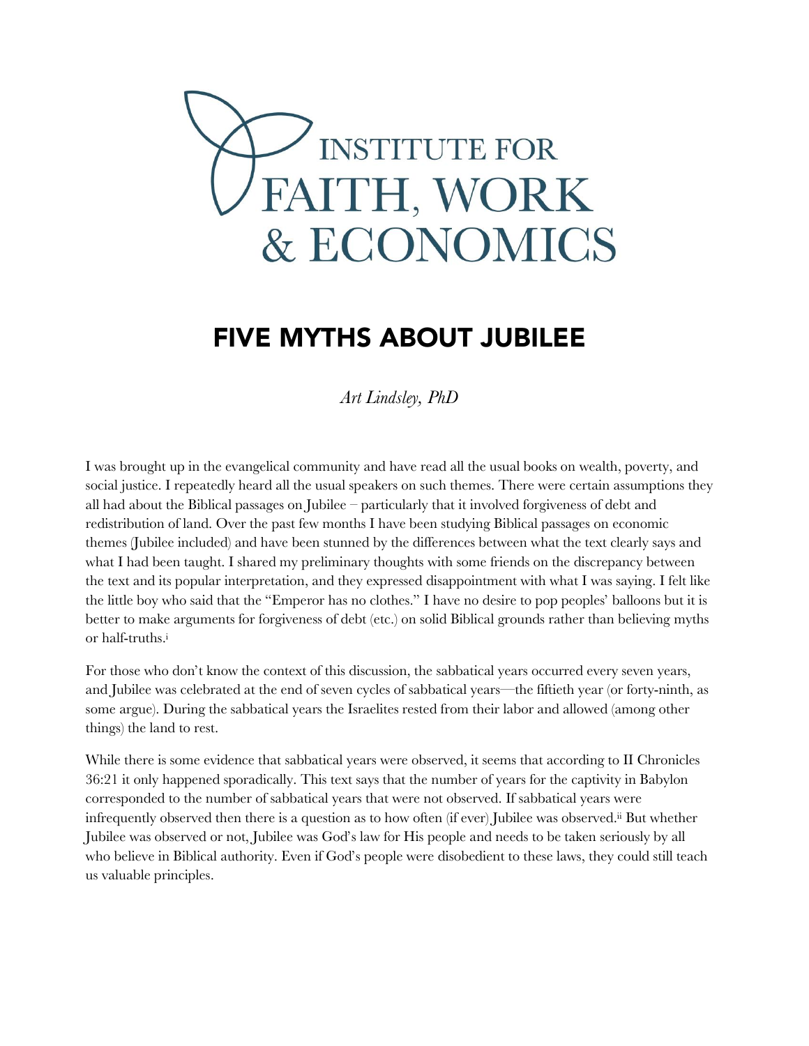INSTITUTE FOR FAITH, WORK & ECONOMICS

# FIVE MYTHS ABOUT JUBILEE

*Art Lindsley, PhD*

I was brought up in the evangelical community and have read all the usual books on wealth, poverty, and social justice. I repeatedly heard all the usual speakers on such themes. There were certain assumptions they all had about the Biblical passages on Jubilee – particularly that it involved forgiveness of debt and redistribution of land. Over the past few months I have been studying Biblical passages on economic themes (Jubilee included) and have been stunned by the differences between what the text clearly says and what I had been taught. I shared my preliminary thoughts with some friends on the discrepancy between the text and its popular interpretation, and they expressed disappointment with what I was saying. I felt like the little boy who said that the "Emperor has no clothes." I have no desire to pop peoples' balloons but it is better to make arguments for forgiveness of debt (etc.) on solid Biblical grounds rather than believing myths or half-truths.[i]

For those who don't know the context of this discussion, the sabbatical years occurred every seven years, and Jubilee was celebrated at the end of seven cycles of sabbatical years—the fiftieth year (or forty-ninth, as some argue). During the sabbatical years the Israelites rested from their labor and allowed (among other things) the land to rest.

While there is some evidence that sabbatical years were observed, it seems that according to II Chronicles 36:21 it only happened sporadically. This text says that the number of years for the captivity in Babylon corresponded to the number of sabbatical years that were not observed. If sabbatical years were infrequently observed then there is a question as to how often (if ever) Jubilee was observed.[ii] But whether Jubilee was observed or not, Jubilee was God's law for His people and needs to be taken seriously by all who believe in Biblical authority. Even if God's people were disobedient to these laws, they could still teach us valuable principles.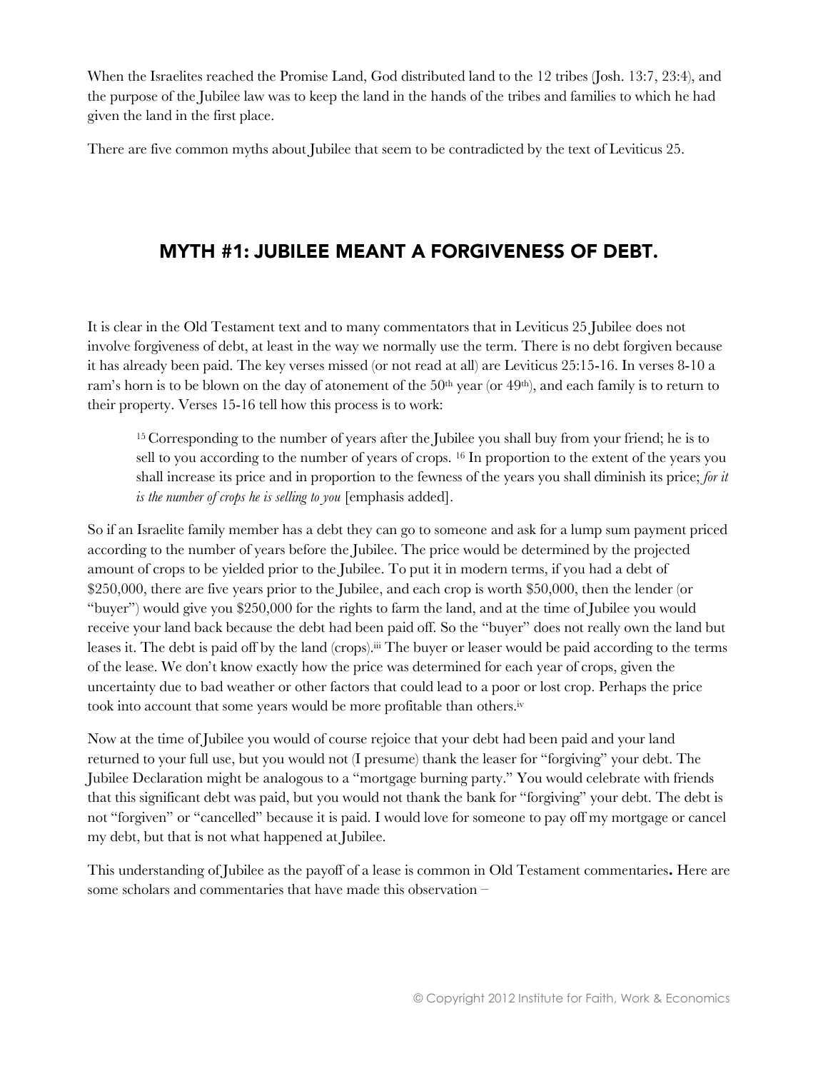When the Israelites reached the Promise Land, God distributed land to the 12 tribes (Josh. 13:7, 23:4), and the purpose of the Jubilee law was to keep the land in the hands of the tribes and families to which he had given the land in the first place.

There are five common myths about Jubilee that seem to be contradicted by the text of Leviticus 25.

## MYTH #1: JUBILEE MEANT A FORGIVENESS OF DEBT.

It is clear in the Old Testament text and to many commentators that in Leviticus 25 Jubilee does not involve forgiveness of debt, at least in the way we normally use the term. There is no debt forgiven because it has already been paid. The key verses missed (or not read at all) are Leviticus 25:15-16. In verses 8-10 a ram's horn is to be blown on the day of atonement of the 50th year (or 49th), and each family is to return to their property. Verses 15-16 tell how this process is to work:

> 15 Corresponding to the number of years after the Jubilee you shall buy from your friend; he is to sell to you according to the number of years of crops. 16 In proportion to the extent of the years you shall increase its price and in proportion to the fewness of the years you shall diminish its price; *for it is the number of crops he is selling to you* [emphasis added].

So if an Israelite family member has a debt they can go to someone and ask for a lump sum payment priced according to the number of years before the Jubilee. The price would be determined by the projected amount of crops to be yielded prior to the Jubilee. To put it in modern terms, if you had a debt of $250,000, there are five years prior to the Jubilee, and each crop is worth $50,000, then the lender (or "buyer") would give you $250,000 for the rights to farm the land, and at the time of Jubilee you would receive your land back because the debt had been paid off. So the "buyer" does not really own the land but leases it. The debt is paid off by the land (crops).[iii] The buyer or leaser would be paid according to the terms of the lease. We don't know exactly how the price was determined for each year of crops, given the uncertainty due to bad weather or other factors that could lead to a poor or lost crop. Perhaps the price took into account that some years would be more profitable than others.[iv]

Now at the time of Jubilee you would of course rejoice that your debt had been paid and your land returned to your full use, but you would not (I presume) thank the leaser for "forgiving" your debt. The Jubilee Declaration might be analogous to a "mortgage burning party." You would celebrate with friends that this significant debt was paid, but you would not thank the bank for "forgiving" your debt. The debt is not "forgiven" or "cancelled" because it is paid. I would love for someone to pay off my mortgage or cancel my debt, but that is not what happened at Jubilee.

This understanding of Jubilee as the payoff of a lease is common in Old Testament commentaries**.** Here are some scholars and commentaries that have made this observation –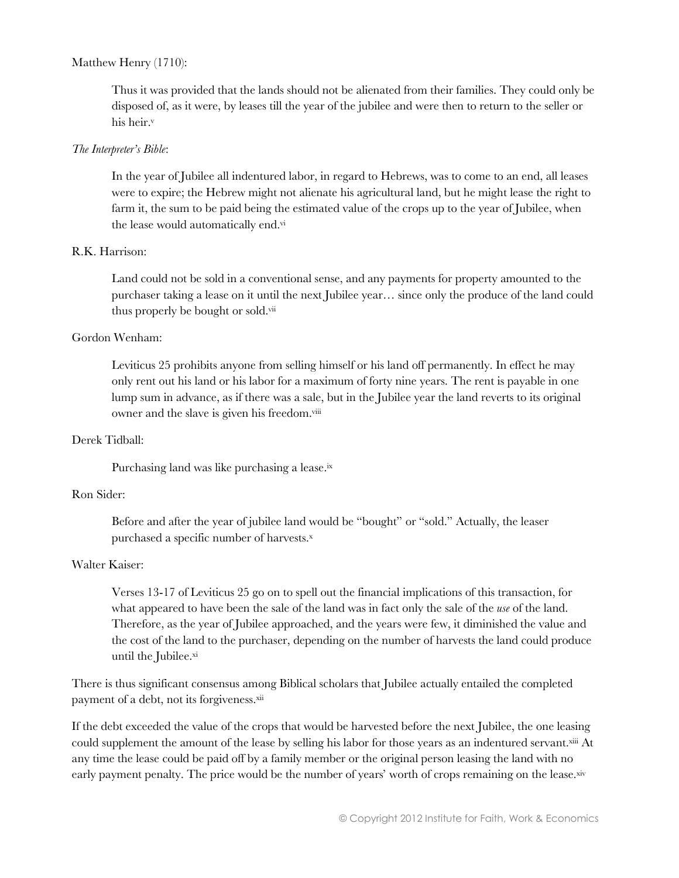Matthew Henry (1710):

> Thus it was provided that the lands should not be alienated from their families. They could only be disposed of, as it were, by leases till the year of the jubilee and were then to return to the seller or his heir.[v]

*The Interpreter's Bible*:

> In the year of Jubilee all indentured labor, in regard to Hebrews, was to come to an end, all leases were to expire; the Hebrew might not alienate his agricultural land, but he might lease the right to farm it, the sum to be paid being the estimated value of the crops up to the year of Jubilee, when the lease would automatically end.[vi]

R.K. Harrison:

> Land could not be sold in a conventional sense, and any payments for property amounted to the purchaser taking a lease on it until the next Jubilee year… since only the produce of the land could thus properly be bought or sold.[vii]

Gordon Wenham:

> Leviticus 25 prohibits anyone from selling himself or his land off permanently. In effect he may only rent out his land or his labor for a maximum of forty nine years. The rent is payable in one lump sum in advance, as if there was a sale, but in the Jubilee year the land reverts to its original owner and the slave is given his freedom.[viii]

Derek Tidball:

> Purchasing land was like purchasing a lease.[ix]

Ron Sider:

> Before and after the year of jubilee land would be "bought" or "sold." Actually, the leaser purchased a specific number of harvests.[x]

Walter Kaiser:

> Verses 13-17 of Leviticus 25 go on to spell out the financial implications of this transaction, for what appeared to have been the sale of the land was in fact only the sale of the *use* of the land. Therefore, as the year of Jubilee approached, and the years were few, it diminished the value and the cost of the land to the purchaser, depending on the number of harvests the land could produce until the Jubilee.[xi]

There is thus significant consensus among Biblical scholars that Jubilee actually entailed the completed payment of a debt, not its forgiveness.[xii]

If the debt exceeded the value of the crops that would be harvested before the next Jubilee, the one leasing could supplement the amount of the lease by selling his labor for those years as an indentured servant.[xiii] At any time the lease could be paid off by a family member or the original person leasing the land with no early payment penalty. The price would be the number of years' worth of crops remaining on the lease.[xiv]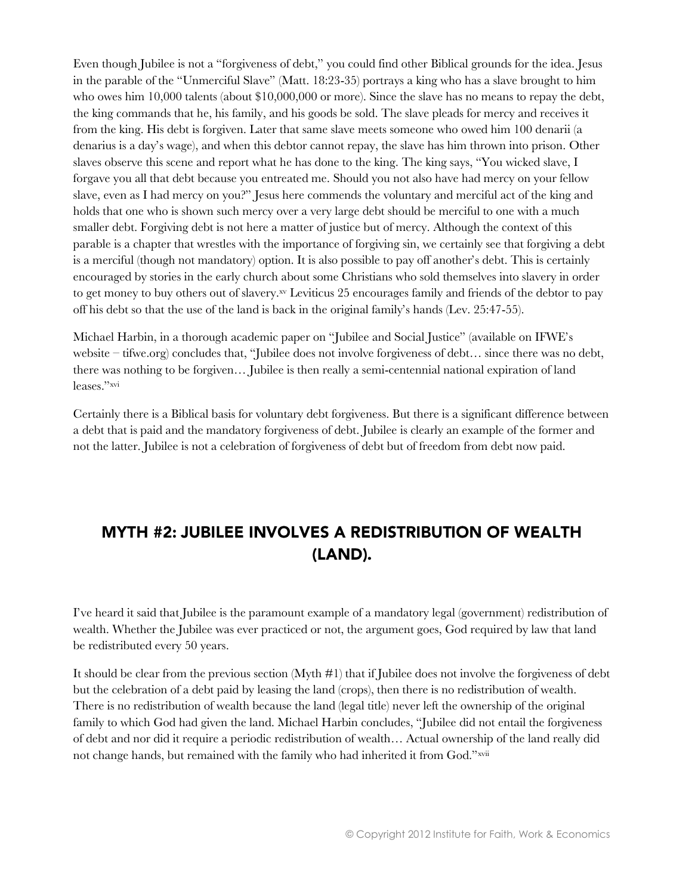Even though Jubilee is not a "forgiveness of debt," you could find other Biblical grounds for the idea. Jesus in the parable of the "Unmerciful Slave" (Matt. 18:23-35) portrays a king who has a slave brought to him who owes him 10,000 talents (about $10,000,000 or more). Since the slave has no means to repay the debt, the king commands that he, his family, and his goods be sold. The slave pleads for mercy and receives it from the king. His debt is forgiven. Later that same slave meets someone who owed him 100 denarii (a denarius is a day's wage), and when this debtor cannot repay, the slave has him thrown into prison. Other slaves observe this scene and report what he has done to the king. The king says, "You wicked slave, I forgave you all that debt because you entreated me. Should you not also have had mercy on your fellow slave, even as I had mercy on you?" Jesus here commends the voluntary and merciful act of the king and holds that one who is shown such mercy over a very large debt should be merciful to one with a much smaller debt. Forgiving debt is not here a matter of justice but of mercy. Although the context of this parable is a chapter that wrestles with the importance of forgiving sin, we certainly see that forgiving a debt is a merciful (though not mandatory) option. It is also possible to pay off another's debt. This is certainly encouraged by stories in the early church about some Christians who sold themselves into slavery in order to get money to buy others out of slavery.[xv] Leviticus 25 encourages family and friends of the debtor to pay off his debt so that the use of the land is back in the original family's hands (Lev. 25:47-55).

Michael Harbin, in a thorough academic paper on "Jubilee and Social Justice" (available on IFWE's website – tifwe.org) concludes that, "Jubilee does not involve forgiveness of debt… since there was no debt, there was nothing to be forgiven… Jubilee is then really a semi-centennial national expiration of land leases."[xvi]

Certainly there is a Biblical basis for voluntary debt forgiveness. But there is a significant difference between a debt that is paid and the mandatory forgiveness of debt. Jubilee is clearly an example of the former and not the latter. Jubilee is not a celebration of forgiveness of debt but of freedom from debt now paid.

## MYTH #2: JUBILEE INVOLVES A REDISTRIBUTION OF WEALTH (LAND).

I've heard it said that Jubilee is the paramount example of a mandatory legal (government) redistribution of wealth. Whether the Jubilee was ever practiced or not, the argument goes, God required by law that land be redistributed every 50 years.

It should be clear from the previous section (Myth #1) that if Jubilee does not involve the forgiveness of debt but the celebration of a debt paid by leasing the land (crops), then there is no redistribution of wealth. There is no redistribution of wealth because the land (legal title) never left the ownership of the original family to which God had given the land. Michael Harbin concludes, "Jubilee did not entail the forgiveness of debt and nor did it require a periodic redistribution of wealth… Actual ownership of the land really did not change hands, but remained with the family who had inherited it from God."[xvii]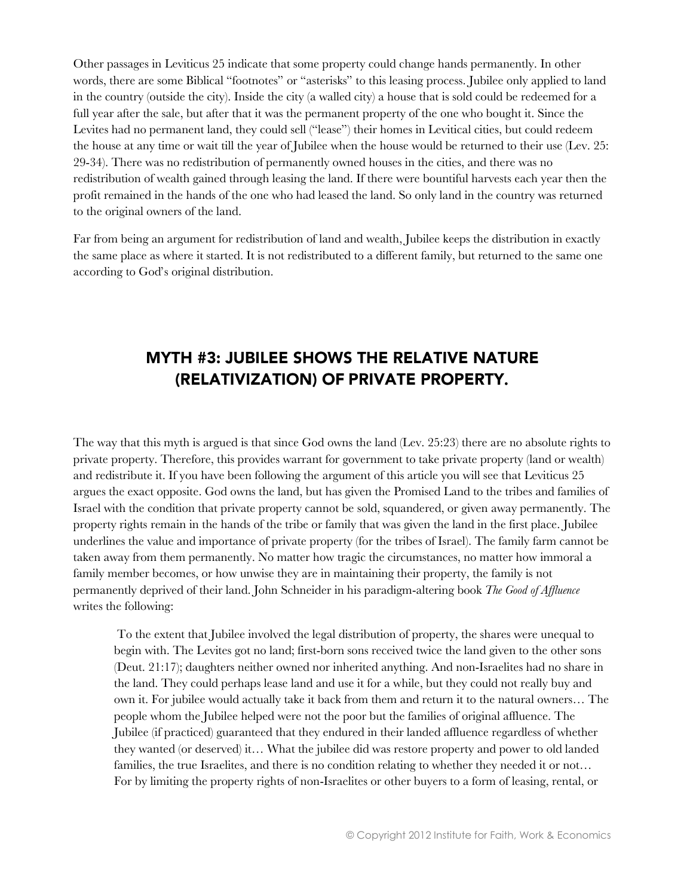Other passages in Leviticus 25 indicate that some property could change hands permanently. In other words, there are some Biblical "footnotes" or "asterisks" to this leasing process. Jubilee only applied to land in the country (outside the city). Inside the city (a walled city) a house that is sold could be redeemed for a full year after the sale, but after that it was the permanent property of the one who bought it. Since the Levites had no permanent land, they could sell ("lease") their homes in Levitical cities, but could redeem the house at any time or wait till the year of Jubilee when the house would be returned to their use (Lev. 25: 29-34). There was no redistribution of permanently owned houses in the cities, and there was no redistribution of wealth gained through leasing the land. If there were bountiful harvests each year then the profit remained in the hands of the one who had leased the land. So only land in the country was returned to the original owners of the land.

Far from being an argument for redistribution of land and wealth, Jubilee keeps the distribution in exactly the same place as where it started. It is not redistributed to a different family, but returned to the same one according to God's original distribution.

## MYTH #3: JUBILEE SHOWS THE RELATIVE NATURE (RELATIVIZATION) OF PRIVATE PROPERTY.

The way that this myth is argued is that since God owns the land (Lev. 25:23) there are no absolute rights to private property. Therefore, this provides warrant for government to take private property (land or wealth) and redistribute it. If you have been following the argument of this article you will see that Leviticus 25 argues the exact opposite. God owns the land, but has given the Promised Land to the tribes and families of Israel with the condition that private property cannot be sold, squandered, or given away permanently. The property rights remain in the hands of the tribe or family that was given the land in the first place. Jubilee underlines the value and importance of private property (for the tribes of Israel). The family farm cannot be taken away from them permanently. No matter how tragic the circumstances, no matter how immoral a family member becomes, or how unwise they are in maintaining their property, the family is not permanently deprived of their land. John Schneider in his paradigm-altering book *The Good of Affluence* writes the following:

> To the extent that Jubilee involved the legal distribution of property, the shares were unequal to begin with. The Levites got no land; first-born sons received twice the land given to the other sons (Deut. 21:17); daughters neither owned nor inherited anything. And non-Israelites had no share in the land. They could perhaps lease land and use it for a while, but they could not really buy and own it. For jubilee would actually take it back from them and return it to the natural owners… The people whom the Jubilee helped were not the poor but the families of original affluence. The Jubilee (if practiced) guaranteed that they endured in their landed affluence regardless of whether they wanted (or deserved) it… What the jubilee did was restore property and power to old landed families, the true Israelites, and there is no condition relating to whether they needed it or not… For by limiting the property rights of non-Israelites or other buyers to a form of leasing, rental, or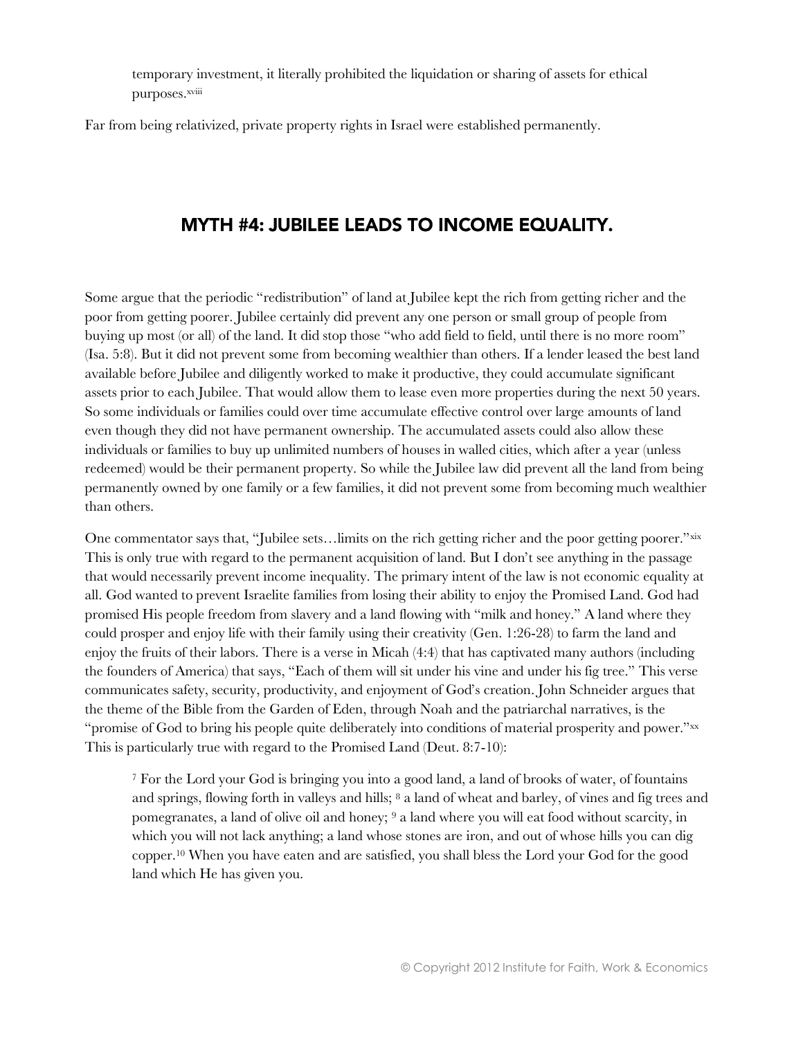temporary investment, it literally prohibited the liquidation or sharing of assets for ethical purposes.[xviii]

Far from being relativized, private property rights in Israel were established permanently.

## MYTH #4: JUBILEE LEADS TO INCOME EQUALITY.

Some argue that the periodic "redistribution" of land at Jubilee kept the rich from getting richer and the poor from getting poorer. Jubilee certainly did prevent any one person or small group of people from buying up most (or all) of the land. It did stop those "who add field to field, until there is no more room" (Isa. 5:8). But it did not prevent some from becoming wealthier than others. If a lender leased the best land available before Jubilee and diligently worked to make it productive, they could accumulate significant assets prior to each Jubilee. That would allow them to lease even more properties during the next 50 years. So some individuals or families could over time accumulate effective control over large amounts of land even though they did not have permanent ownership. The accumulated assets could also allow these individuals or families to buy up unlimited numbers of houses in walled cities, which after a year (unless redeemed) would be their permanent property. So while the Jubilee law did prevent all the land from being permanently owned by one family or a few families, it did not prevent some from becoming much wealthier than others.

One commentator says that, "Jubilee sets…limits on the rich getting richer and the poor getting poorer."[xix] This is only true with regard to the permanent acquisition of land. But I don't see anything in the passage that would necessarily prevent income inequality. The primary intent of the law is not economic equality at all. God wanted to prevent Israelite families from losing their ability to enjoy the Promised Land. God had promised His people freedom from slavery and a land flowing with "milk and honey." A land where they could prosper and enjoy life with their family using their creativity (Gen. 1:26-28) to farm the land and enjoy the fruits of their labors. There is a verse in Micah (4:4) that has captivated many authors (including the founders of America) that says, "Each of them will sit under his vine and under his fig tree." This verse communicates safety, security, productivity, and enjoyment of God's creation. John Schneider argues that the theme of the Bible from the Garden of Eden, through Noah and the patriarchal narratives, is the "promise of God to bring his people quite deliberately into conditions of material prosperity and power."[xx] This is particularly true with regard to the Promised Land (Deut. 8:7-10):

> [7] For the Lord your God is bringing you into a good land, a land of brooks of water, of fountains and springs, flowing forth in valleys and hills; [8] a land of wheat and barley, of vines and fig trees and pomegranates, a land of olive oil and honey; [9] a land where you will eat food without scarcity, in which you will not lack anything; a land whose stones are iron, and out of whose hills you can dig copper.[10] When you have eaten and are satisfied, you shall bless the Lord your God for the good land which He has given you.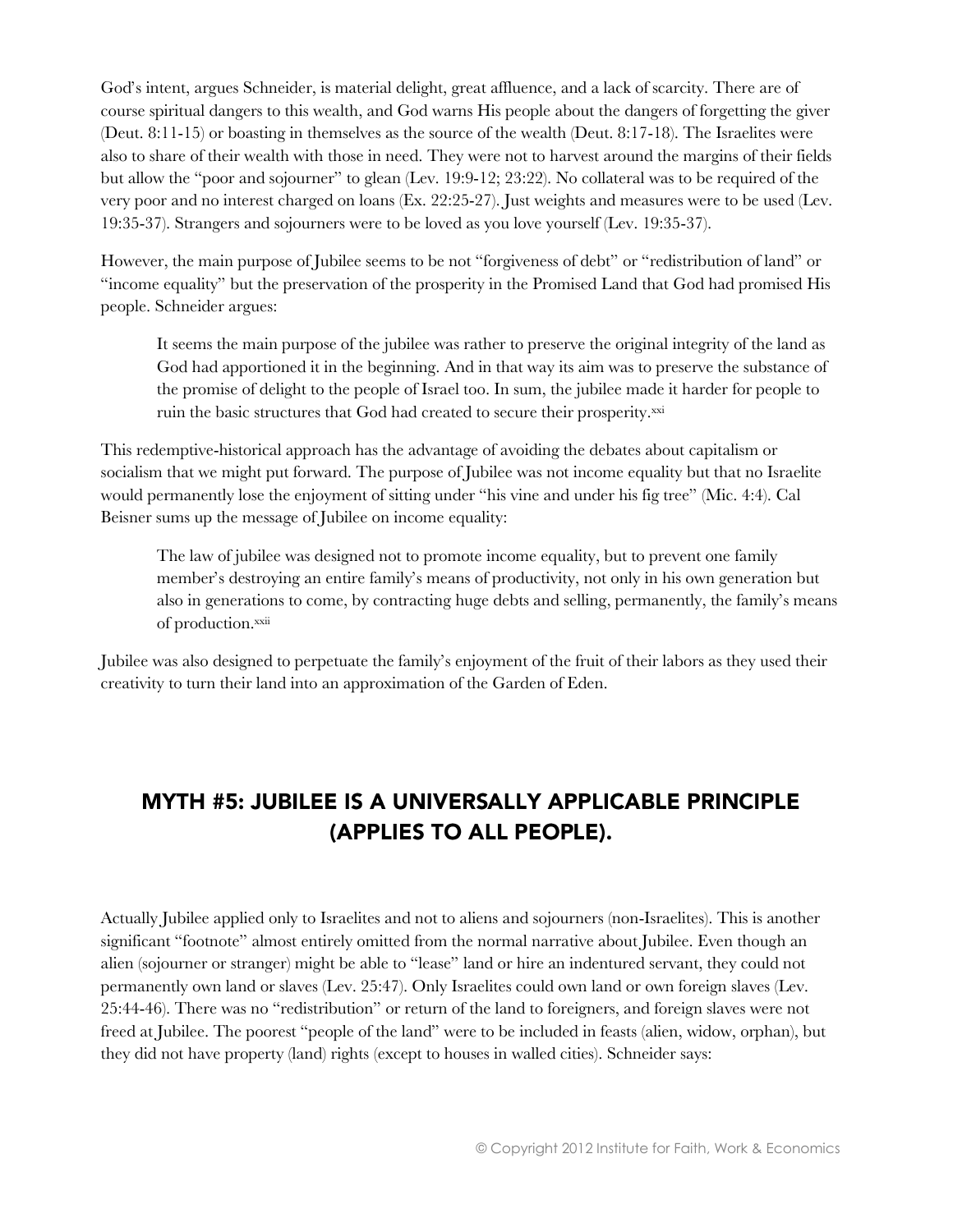God's intent, argues Schneider, is material delight, great affluence, and a lack of scarcity. There are of course spiritual dangers to this wealth, and God warns His people about the dangers of forgetting the giver (Deut. 8:11-15) or boasting in themselves as the source of the wealth (Deut. 8:17-18). The Israelites were also to share of their wealth with those in need. They were not to harvest around the margins of their fields but allow the "poor and sojourner" to glean (Lev. 19:9-12; 23:22). No collateral was to be required of the very poor and no interest charged on loans (Ex. 22:25-27). Just weights and measures were to be used (Lev. 19:35-37). Strangers and sojourners were to be loved as you love yourself (Lev. 19:35-37).

However, the main purpose of Jubilee seems to be not "forgiveness of debt" or "redistribution of land" or "income equality" but the preservation of the prosperity in the Promised Land that God had promised His people. Schneider argues:

> It seems the main purpose of the jubilee was rather to preserve the original integrity of the land as God had apportioned it in the beginning. And in that way its aim was to preserve the substance of the promise of delight to the people of Israel too. In sum, the jubilee made it harder for people to ruin the basic structures that God had created to secure their prosperity.[xxi]

This redemptive-historical approach has the advantage of avoiding the debates about capitalism or socialism that we might put forward. The purpose of Jubilee was not income equality but that no Israelite would permanently lose the enjoyment of sitting under "his vine and under his fig tree" (Mic. 4:4). Cal Beisner sums up the message of Jubilee on income equality:

> The law of jubilee was designed not to promote income equality, but to prevent one family member's destroying an entire family's means of productivity, not only in his own generation but also in generations to come, by contracting huge debts and selling, permanently, the family's means of production.[xxii]

Jubilee was also designed to perpetuate the family's enjoyment of the fruit of their labors as they used their creativity to turn their land into an approximation of the Garden of Eden.

## MYTH #5: JUBILEE IS A UNIVERSALLY APPLICABLE PRINCIPLE (APPLIES TO ALL PEOPLE).

Actually Jubilee applied only to Israelites and not to aliens and sojourners (non-Israelites). This is another significant "footnote" almost entirely omitted from the normal narrative about Jubilee. Even though an alien (sojourner or stranger) might be able to "lease" land or hire an indentured servant, they could not permanently own land or slaves (Lev. 25:47). Only Israelites could own land or own foreign slaves (Lev. 25:44-46). There was no "redistribution" or return of the land to foreigners, and foreign slaves were not freed at Jubilee. The poorest "people of the land" were to be included in feasts (alien, widow, orphan), but they did not have property (land) rights (except to houses in walled cities). Schneider says: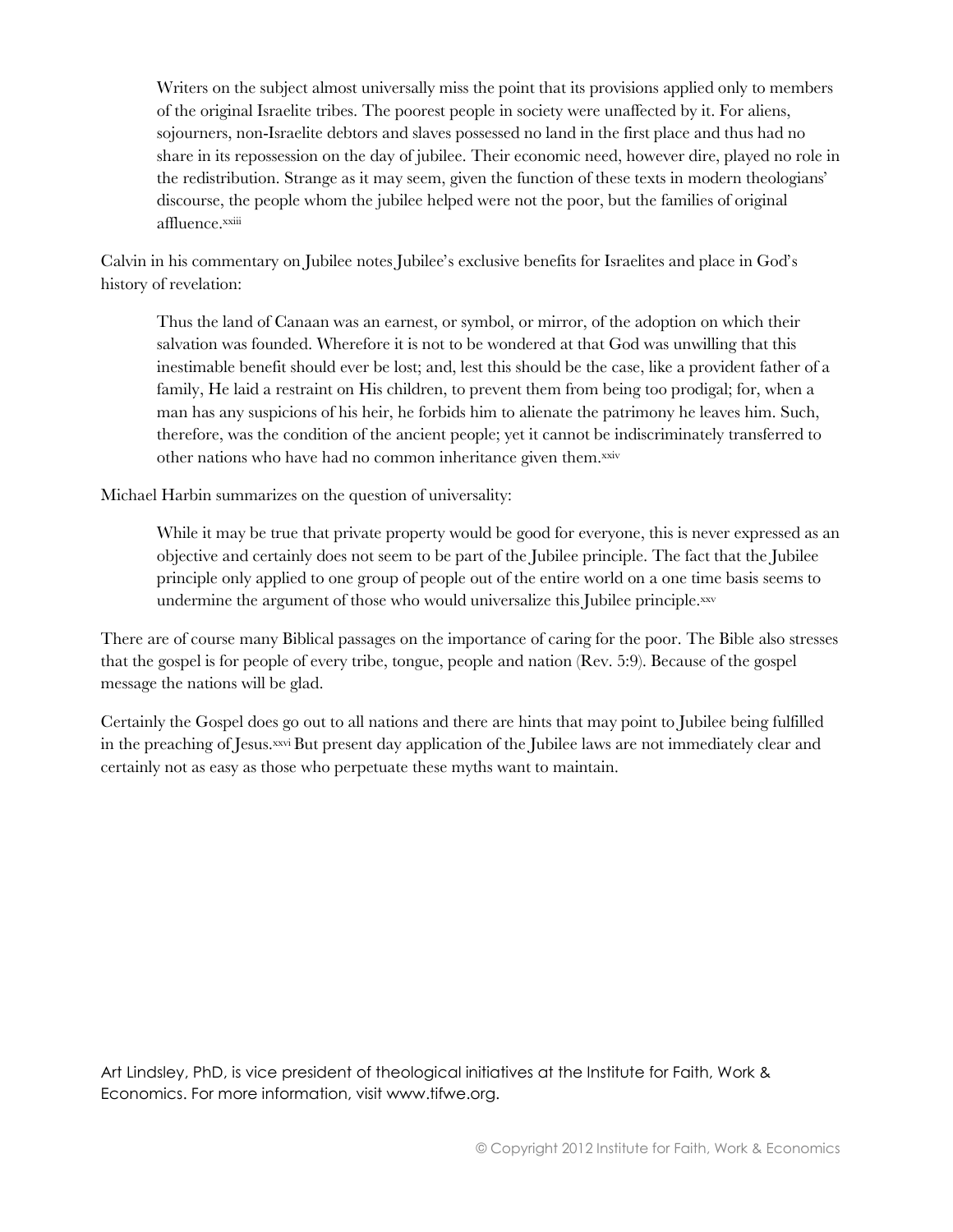> Writers on the subject almost universally miss the point that its provisions applied only to members of the original Israelite tribes. The poorest people in society were unaffected by it. For aliens, sojourners, non-Israelite debtors and slaves possessed no land in the first place and thus had no share in its repossession on the day of jubilee. Their economic need, however dire, played no role in the redistribution. Strange as it may seem, given the function of these texts in modern theologians' discourse, the people whom the jubilee helped were not the poor, but the families of original affluence.[xxiii]

Calvin in his commentary on Jubilee notes Jubilee's exclusive benefits for Israelites and place in God's history of revelation:

> Thus the land of Canaan was an earnest, or symbol, or mirror, of the adoption on which their salvation was founded. Wherefore it is not to be wondered at that God was unwilling that this inestimable benefit should ever be lost; and, lest this should be the case, like a provident father of a family, He laid a restraint on His children, to prevent them from being too prodigal; for, when a man has any suspicions of his heir, he forbids him to alienate the patrimony he leaves him. Such, therefore, was the condition of the ancient people; yet it cannot be indiscriminately transferred to other nations who have had no common inheritance given them.[xxiv]

Michael Harbin summarizes on the question of universality:

> While it may be true that private property would be good for everyone, this is never expressed as an objective and certainly does not seem to be part of the Jubilee principle. The fact that the Jubilee principle only applied to one group of people out of the entire world on a one time basis seems to undermine the argument of those who would universalize this Jubilee principle.[xxv]

There are of course many Biblical passages on the importance of caring for the poor. The Bible also stresses that the gospel is for people of every tribe, tongue, people and nation (Rev. 5:9). Because of the gospel message the nations will be glad.

Certainly the Gospel does go out to all nations and there are hints that may point to Jubilee being fulfilled in the preaching of Jesus.[xxvi] But present day application of the Jubilee laws are not immediately clear and certainly not as easy as those who perpetuate these myths want to maintain.

Art Lindsley, PhD, is vice president of theological initiatives at the Institute for Faith, Work & Economics. For more information, visit www.tifwe.org.

© Copyright 2012 Institute for Faith, Work & Economics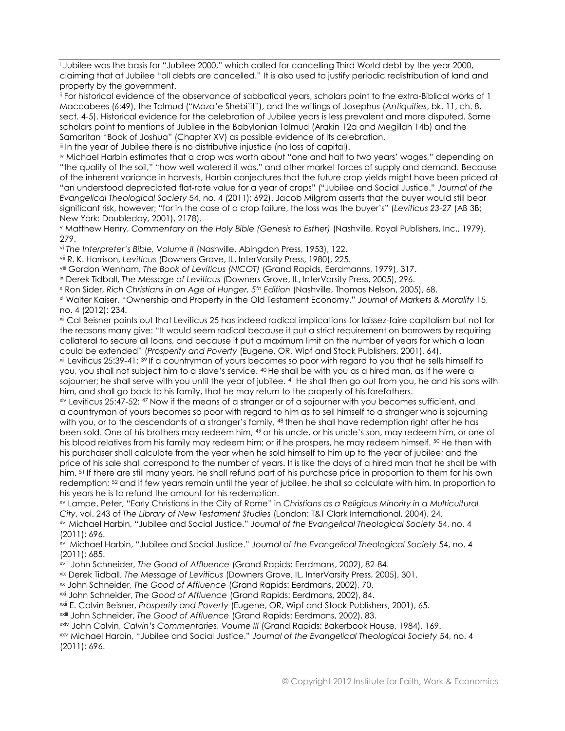[i] Jubilee was the basis for "Jubilee 2000," which called for cancelling Third World debt by the year 2000, claiming that at Jubilee "all debts are cancelled." It is also used to justify periodic redistribution of land and property by the government.

[ii] For historical evidence of the observance of sabbatical years, scholars point to the extra-Biblical works of 1 Maccabees (6:49), the Talmud ("Moza'e Shebi'it"), and the writings of Josephus (*Antiquities*, bk. 11, ch. 8, sect. 4-5). Historical evidence for the celebration of Jubilee years is less prevalent and more disputed. Some scholars point to mentions of Jubilee in the Babylonian Talmud (Arakin 12a and Megillah 14b) and the Samaritan "Book of Joshua" (Chapter XV) as possible evidence of its celebration.

[iii] In the year of Jubilee there is no distributive injustice (no loss of capital).

[iv] Michael Harbin estimates that a crop was worth about "one and half to two years' wages," depending on "the quality of the soil," "how well watered it was," and other market forces of supply and demand. Because of the inherent variance in harvests, Harbin conjectures that the future crop yields might have been priced at "an understood depreciated flat-rate value for a year of crops" ("Jubilee and Social Justice." *Journal of the Evangelical Theological Society* 54, no. 4 (2011): 692). Jacob Milgrom asserts that the buyer would still bear significant risk, however; "for in the case of a crop failure, the loss was the buyer's" (*Leviticus 23-27* (AB 3B; New York: Doubleday, 2001), 2178).

[v] Matthew Henry, *Commentary on the Holy Bible (Genesis to Esther)* (Nashville, Royal Publishers, Inc., 1979), 279.

[vi] *The Interpreter's Bible, Volume II* (Nashville, Abingdon Press, 1953), 122.

[vii] R. K. Harrison, *Leviticus* (Downers Grove, IL, InterVarsity Press, 1980), 225.

[viii] Gordon Wenham, *The Book of Leviticus (NICOT)* (Grand Rapids, Eerdmanns, 1979), 317.

[ix] Derek Tidball, *The Message of Leviticus* (Downers Grove, IL, InterVarsity Press, 2005), 296.

[x] Ron Sider, *Rich Christians in an Age of Hunger, 5th Edition* (Nashville, Thomas Nelson, 2005), 68.

[xi] Walter Kaiser, "Ownership and Property in the Old Testament Economy." *Journal of Markets & Morality* 15, no. 4 (2012): 234.

[xii] Cal Beisner points out that Leviticus 25 has indeed radical implications for laissez-faire capitalism but not for the reasons many give: "It would seem radical because it put a strict requirement on borrowers by requiring collateral to secure all loans, and because it put a maximum limit on the number of years for which a loan could be extended" (*Prosperity and Poverty* (Eugene, OR, Wipf and Stock Publishers, 2001), 64).

[xiii] Leviticus 25:39-41: [39] If a countryman of yours becomes so poor with regard to you that he sells himself to you, you shall not subject him to a slave's service. [40] He shall be with you as a hired man, as if he were a sojourner; he shall serve with you until the year of jubilee. [41] He shall then go out from you, he and his sons with him, and shall go back to his family, that he may return to the property of his forefathers.

[xiv] Leviticus 25:47-52: [47] Now if the means of a stranger or of a sojourner with you becomes sufficient, and a countryman of yours becomes so poor with regard to him as to sell himself to a stranger who is sojourning with you, or to the descendants of a stranger's family, [48] then he shall have redemption right after he has been sold. One of his brothers may redeem him, [49] or his uncle, or his uncle's son, may redeem him, or one of his blood relatives from his family may redeem him; or if he prospers, he may redeem himself. [50] He then with his purchaser shall calculate from the year when he sold himself to him up to the year of jubilee; and the price of his sale shall correspond to the number of years. It is like the days of a hired man that he shall be with him. [51] If there are still many years, he shall refund part of his purchase price in proportion to them for his own redemption; [52] and if few years remain until the year of jubilee, he shall so calculate with him. In proportion to his years he is to refund the amount for his redemption.

[xv] Lampe, Peter, "Early Christians in the City of Rome" in *Christians as a Religious Minority in a Multicultural City*, vol. 243 of *The Library of New Testament Studies* (London: T&T Clark International, 2004), 24.

[xvi] Michael Harbin, "Jubilee and Social Justice." *Journal of the Evangelical Theological Society* 54, no. 4 (2011): 696.

[xvii] Michael Harbin, "Jubilee and Social Justice." *Journal of the Evangelical Theological Society* 54, no. 4 (2011): 685.

[xviii] John Schneider, *The Good of Affluence* (Grand Rapids: Eerdmans, 2002), 82-84.

[xix] Derek Tidball, *The Message of Leviticus* (Downers Grove, IL, InterVarsity Press, 2005), 301.

[xx] John Schneider, *The Good of Affluence* (Grand Rapids: Eerdmans, 2002), 70.

[xxi] John Schneider, *The Good of Affluence* (Grand Rapids: Eerdmans, 2002), 84.

[xxii] E. Calvin Beisner, *Prosperity and Poverty* (Eugene, OR, Wipf and Stock Publishers, 2001), 65.

[xxiii] John Schneider, *The Good of Affluence* (Grand Rapids: Eerdmans, 2002), 83.

[xxiv] John Calvin, *Calvin's Commentaries, Voume III* (Grand Rapids: Bakerbook House, 1984), 169.

[xxv] Michael Harbin, "Jubilee and Social Justice." *Journal of the Evangelical Theological Society* 54, no. 4 (2011): 696.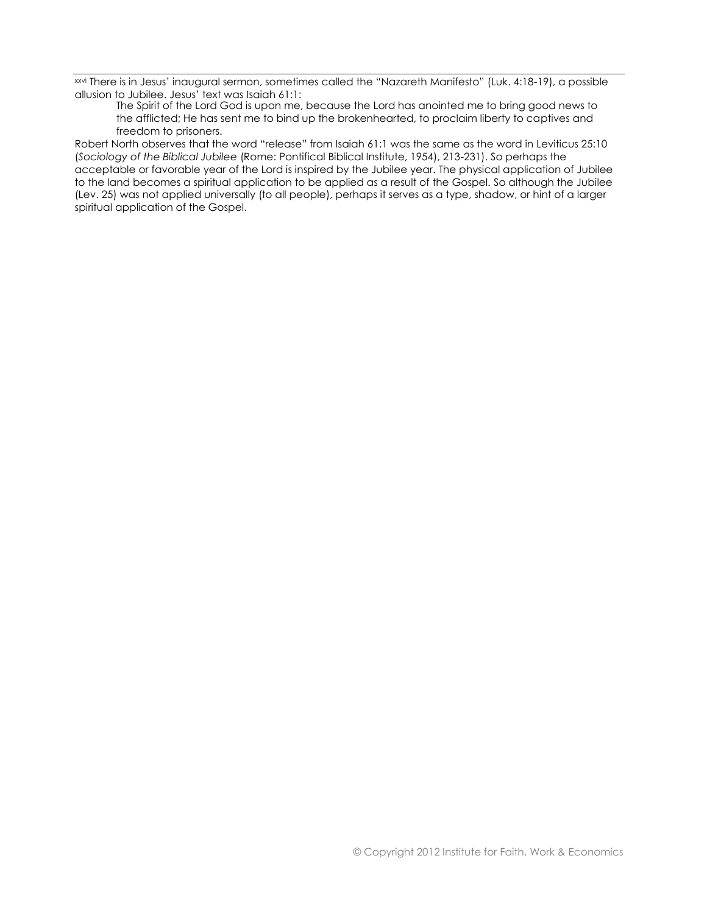[xxvi] There is in Jesus' inaugural sermon, sometimes called the "Nazareth Manifesto" (Luk. 4:18-19), a possible allusion to Jubilee. Jesus' text was Isaiah 61:1:

> The Spirit of the Lord God is upon me, because the Lord has anointed me to bring good news to the afflicted; He has sent me to bind up the brokenhearted, to proclaim liberty to captives and freedom to prisoners.

Robert North observes that the word "release" from Isaiah 61:1 was the same as the word in Leviticus 25:10 (*Sociology of the Biblical Jubilee* (Rome: Pontifical Biblical Institute, 1954), 213-231). So perhaps the acceptable or favorable year of the Lord is inspired by the Jubilee year. The physical application of Jubilee to the land becomes a spiritual application to be applied as a result of the Gospel. So although the Jubilee (Lev. 25) was not applied universally (to all people), perhaps it serves as a type, shadow, or hint of a larger spiritual application of the Gospel.